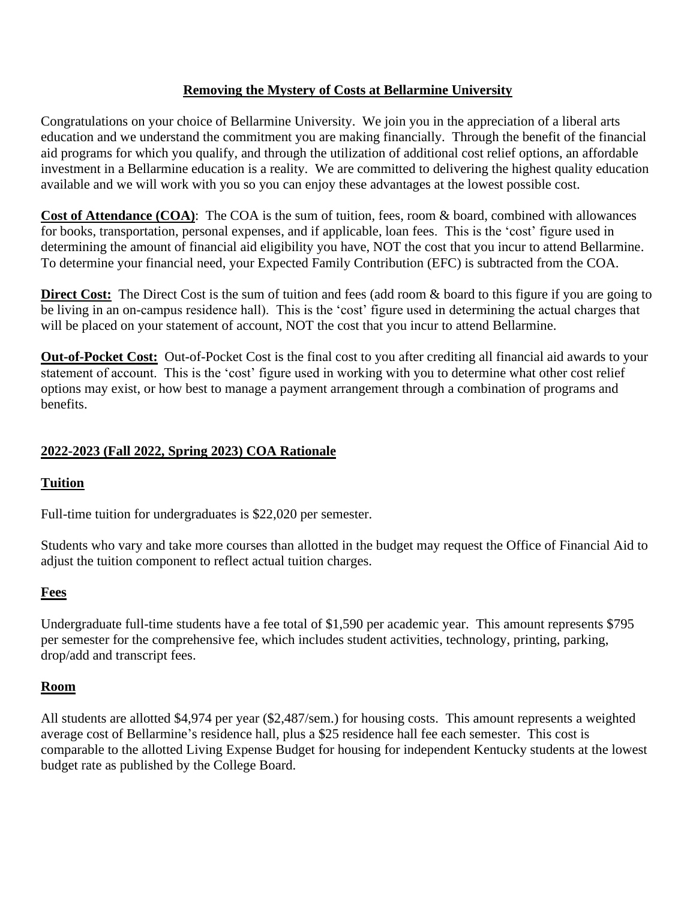# Removing the Mystery of Costs at Bellarmine University

Congratulations on your choice of Bellarmine University. We join you in the appreciation of a liberal arts education and we understand the commitment you are making financially. Through the benefit of the financial aid programs for which you qualify, and through the utilization of additional cost relief options, an affordable investment in a Bellarmine education is a reality. We are committed to delivering the highest quality education available and we will work with you so you can enjoy these advantages at the lowest possible cost.

**Cost of Attendance (COA)**: The COA is the sum of tuition, fees, room & board, combined with allowances for books, transportation, personal expenses, and if applicable, loan fees. This is the 'cost' figure used in determining the amount of financial aid eligibility you have, NOT the cost that you incur to attend Bellarmine. To determine your financial need, your Expected Family Contribution (EFC) is subtracted from the COA.

**Direct Cost:** The Direct Cost is the sum of tuition and fees (add room & board to this figure if you are going to be living in an on-campus residence hall). This is the 'cost' figure used in determining the actual charges that will be placed on your statement of account, NOT the cost that you incur to attend Bellarmine.

**Out-of-Pocket Cost:** Out-of-Pocket Cost is the final cost to you after crediting all financial aid awards to your statement of account. This is the 'cost' figure used in working with you to determine what other cost relief options may exist, or how best to manage a payment arrangement through a combination of programs and benefits.

## 2022-2023 (Fall 2022, Spring 2023) COA Rationale

### Tuition

Full-time tuition for undergraduates is $22,020 per semester.

Students who vary and take more courses than allotted in the budget may request the Office of Financial Aid to adjust the tuition component to reflect actual tuition charges.

### Fees

Undergraduate full-time students have a fee total of $1,590 per academic year. This amount represents $795 per semester for the comprehensive fee, which includes student activities, technology, printing, parking, drop/add and transcript fees.

### Room

All students are allotted $4,974 per year ($2,487/sem.) for housing costs. This amount represents a weighted average cost of Bellarmine's residence hall, plus a $25 residence hall fee each semester. This cost is comparable to the allotted Living Expense Budget for housing for independent Kentucky students at the lowest budget rate as published by the College Board.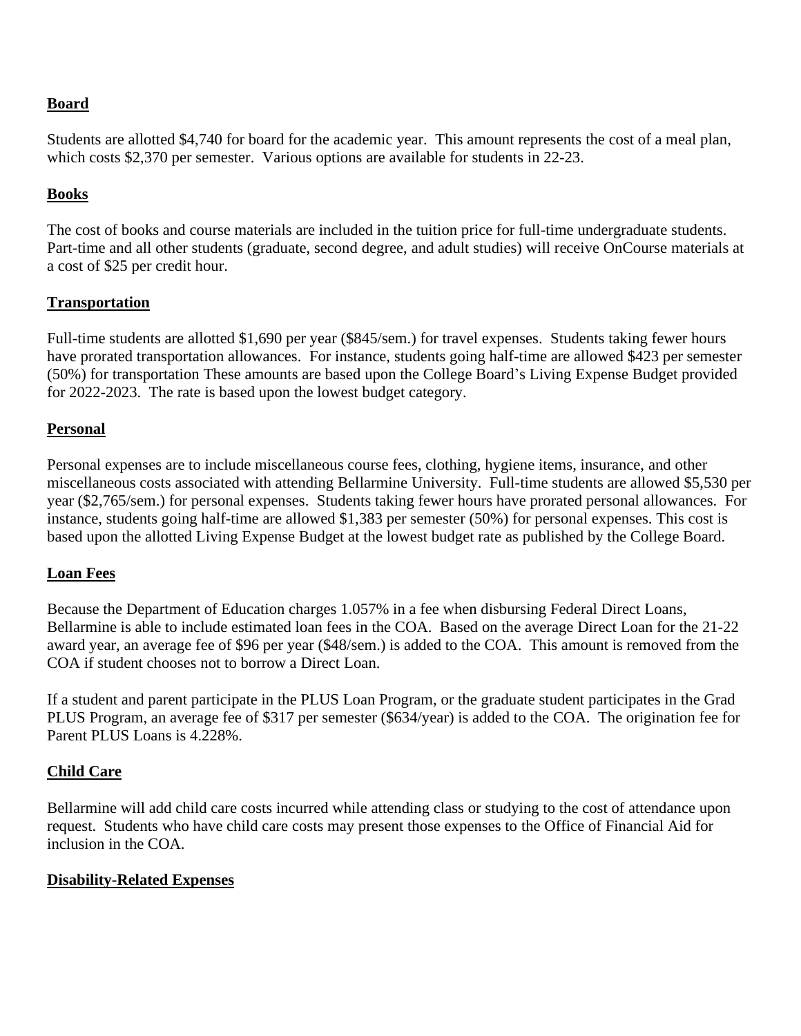**Board**

Students are allotted $4,740 for board for the academic year. This amount represents the cost of a meal plan, which costs $2,370 per semester. Various options are available for students in 22-23.

**Books**

The cost of books and course materials are included in the tuition price for full-time undergraduate students. Part-time and all other students (graduate, second degree, and adult studies) will receive OnCourse materials at a cost of $25 per credit hour.

**Transportation**

Full-time students are allotted $1,690 per year ($845/sem.) for travel expenses. Students taking fewer hours have prorated transportation allowances. For instance, students going half-time are allowed $423 per semester (50%) for transportation These amounts are based upon the College Board's Living Expense Budget provided for 2022-2023. The rate is based upon the lowest budget category.

**Personal**

Personal expenses are to include miscellaneous course fees, clothing, hygiene items, insurance, and other miscellaneous costs associated with attending Bellarmine University. Full-time students are allowed $5,530 per year ($2,765/sem.) for personal expenses. Students taking fewer hours have prorated personal allowances. For instance, students going half-time are allowed $1,383 per semester (50%) for personal expenses. This cost is based upon the allotted Living Expense Budget at the lowest budget rate as published by the College Board.

**Loan Fees**

Because the Department of Education charges 1.057% in a fee when disbursing Federal Direct Loans, Bellarmine is able to include estimated loan fees in the COA. Based on the average Direct Loan for the 21-22 award year, an average fee of $96 per year ($48/sem.) is added to the COA. This amount is removed from the COA if student chooses not to borrow a Direct Loan.

If a student and parent participate in the PLUS Loan Program, or the graduate student participates in the Grad PLUS Program, an average fee of $317 per semester ($634/year) is added to the COA. The origination fee for Parent PLUS Loans is 4.228%.

**Child Care**

Bellarmine will add child care costs incurred while attending class or studying to the cost of attendance upon request. Students who have child care costs may present those expenses to the Office of Financial Aid for inclusion in the COA.

**Disability-Related Expenses**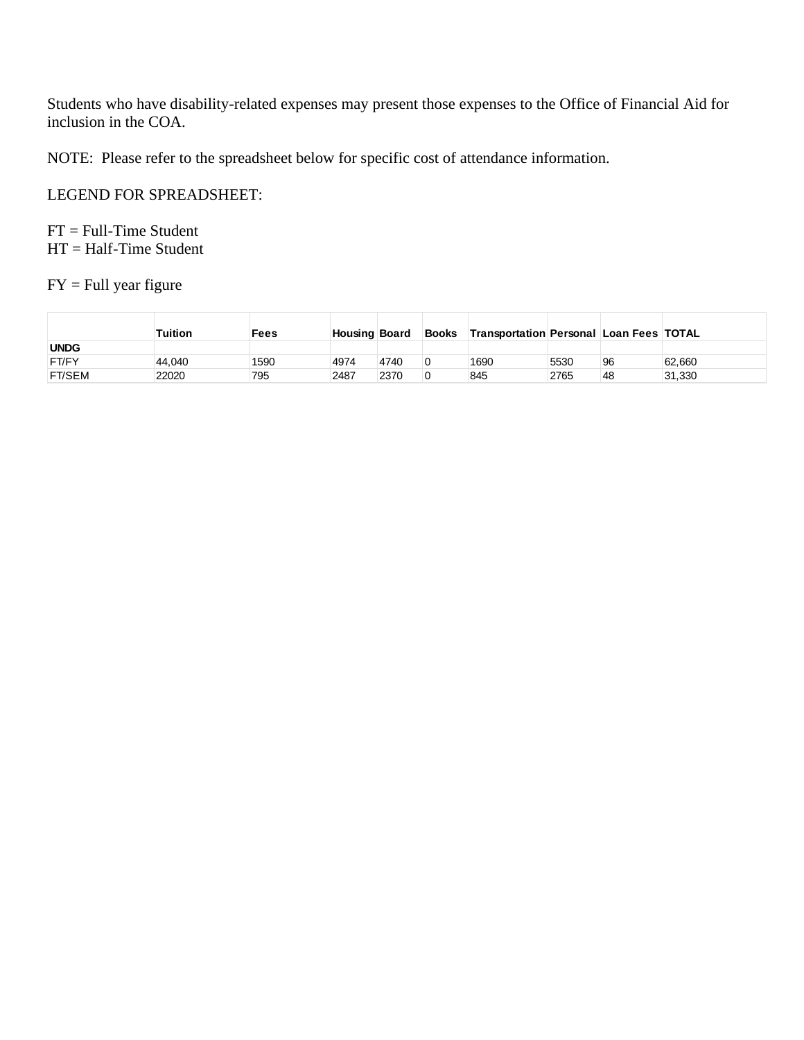Students who have disability-related expenses may present those expenses to the Office of Financial Aid for inclusion in the COA.

NOTE: Please refer to the spreadsheet below for specific cost of attendance information.

LEGEND FOR SPREADSHEET:

FT = Full-Time Student
HT = Half-Time Student

FY = Full year figure

| | Tuition | Fees | Housing | Board | Books | Transportation | Personal | Loan Fees | TOTAL |
|---|---|---|---|---|---|---|---|---|---|
| **UNDG** | | | | | | | | | |
| FT/FY | 44,040 | 1590 | 4974 | 4740 | 0 | 1690 | 5530 | 96 | 62,660 |
| FT/SEM | 22020 | 795 | 2487 | 2370 | 0 | 845 | 2765 | 48 | 31,330 |